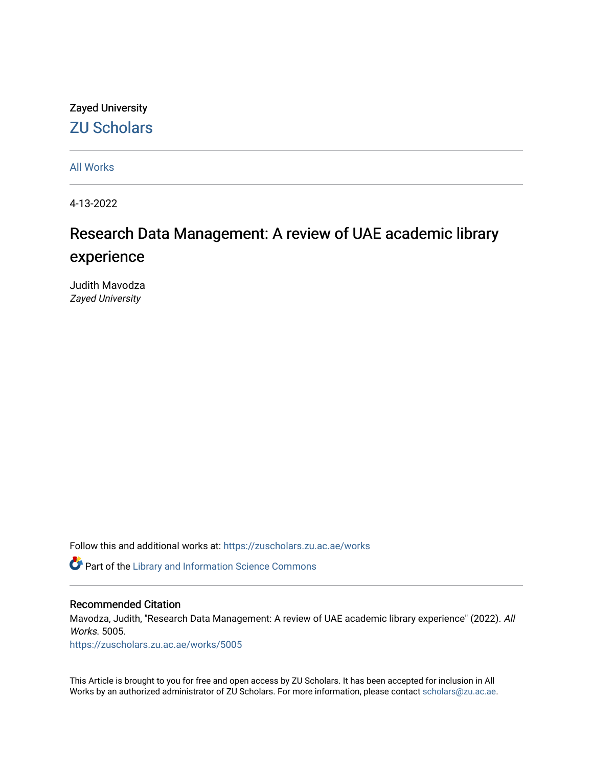Zayed University

ZU Scholars

All Works

4-13-2022

# Research Data Management: A review of UAE academic library experience

Judith Mavodza
*Zayed University*

Follow this and additional works at: https://zuscholars.zu.ac.ae/works

Part of the Library and Information Science Commons

## Recommended Citation

Mavodza, Judith, "Research Data Management: A review of UAE academic library experience" (2022). *All Works*. 5005.
https://zuscholars.zu.ac.ae/works/5005

This Article is brought to you for free and open access by ZU Scholars. It has been accepted for inclusion in All Works by an authorized administrator of ZU Scholars. For more information, please contact scholars@zu.ac.ae.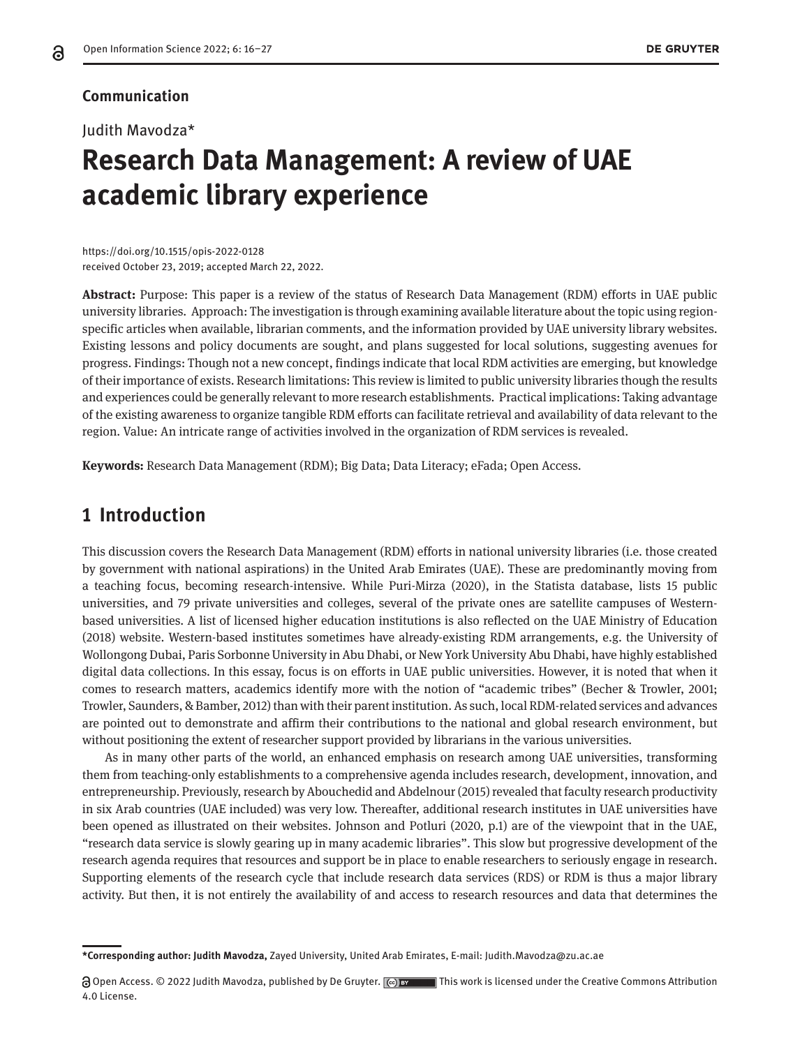Communication

Judith Mavodza*

# Research Data Management: A review of UAE academic library experience

https://doi.org/10.1515/opis-2022-0128
received October 23, 2019; accepted March 22, 2022.

**Abstract:** Purpose: This paper is a review of the status of Research Data Management (RDM) efforts in UAE public university libraries. Approach: The investigation is through examining available literature about the topic using region-specific articles when available, librarian comments, and the information provided by UAE university library websites. Existing lessons and policy documents are sought, and plans suggested for local solutions, suggesting avenues for progress. Findings: Though not a new concept, findings indicate that local RDM activities are emerging, but knowledge of their importance of exists. Research limitations: This review is limited to public university libraries though the results and experiences could be generally relevant to more research establishments. Practical implications: Taking advantage of the existing awareness to organize tangible RDM efforts can facilitate retrieval and availability of data relevant to the region. Value: An intricate range of activities involved in the organization of RDM services is revealed.

**Keywords:** Research Data Management (RDM); Big Data; Data Literacy; eFada; Open Access.

## 1 Introduction

This discussion covers the Research Data Management (RDM) efforts in national university libraries (i.e. those created by government with national aspirations) in the United Arab Emirates (UAE). These are predominantly moving from a teaching focus, becoming research-intensive. While Puri-Mirza (2020), in the Statista database, lists 15 public universities, and 79 private universities and colleges, several of the private ones are satellite campuses of Western-based universities. A list of licensed higher education institutions is also reflected on the UAE Ministry of Education (2018) website. Western-based institutes sometimes have already-existing RDM arrangements, e.g. the University of Wollongong Dubai, Paris Sorbonne University in Abu Dhabi, or New York University Abu Dhabi, have highly established digital data collections. In this essay, focus is on efforts in UAE public universities. However, it is noted that when it comes to research matters, academics identify more with the notion of "academic tribes" (Becher & Trowler, 2001; Trowler, Saunders, & Bamber, 2012) than with their parent institution. As such, local RDM-related services and advances are pointed out to demonstrate and affirm their contributions to the national and global research environment, but without positioning the extent of researcher support provided by librarians in the various universities.

As in many other parts of the world, an enhanced emphasis on research among UAE universities, transforming them from teaching-only establishments to a comprehensive agenda includes research, development, innovation, and entrepreneurship. Previously, research by Abouchedid and Abdelnour (2015) revealed that faculty research productivity in six Arab countries (UAE included) was very low. Thereafter, additional research institutes in UAE universities have been opened as illustrated on their websites. Johnson and Potluri (2020, p.1) are of the viewpoint that in the UAE, "research data service is slowly gearing up in many academic libraries". This slow but progressive development of the research agenda requires that resources and support be in place to enable researchers to seriously engage in research. Supporting elements of the research cycle that include research data services (RDS) or RDM is thus a major library activity. But then, it is not entirely the availability of and access to research resources and data that determines the

---

***Corresponding author: Judith Mavodza,** Zayed University, United Arab Emirates, E-mail: Judith.Mavodza@zu.ac.ae

Open Access. © 2022 Judith Mavodza, published by De Gruyter. This work is licensed under the Creative Commons Attribution 4.0 License.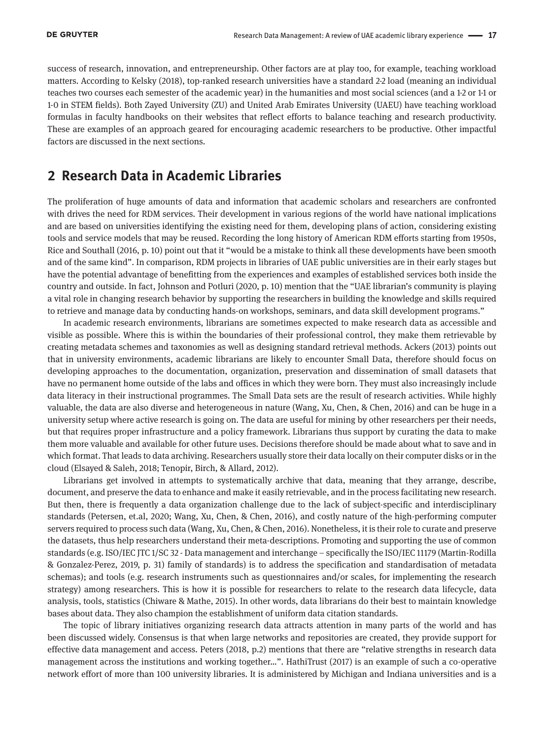success of research, innovation, and entrepreneurship. Other factors are at play too, for example, teaching workload matters. According to Kelsky (2018), top-ranked research universities have a standard 2-2 load (meaning an individual teaches two courses each semester of the academic year) in the humanities and most social sciences (and a 1-2 or 1-1 or 1-0 in STEM fields). Both Zayed University (ZU) and United Arab Emirates University (UAEU) have teaching workload formulas in faculty handbooks on their websites that reflect efforts to balance teaching and research productivity. These are examples of an approach geared for encouraging academic researchers to be productive. Other impactful factors are discussed in the next sections.

## 2 Research Data in Academic Libraries

The proliferation of huge amounts of data and information that academic scholars and researchers are confronted with drives the need for RDM services. Their development in various regions of the world have national implications and are based on universities identifying the existing need for them, developing plans of action, considering existing tools and service models that may be reused. Recording the long history of American RDM efforts starting from 1950s, Rice and Southall (2016, p. 10) point out that it "would be a mistake to think all these developments have been smooth and of the same kind". In comparison, RDM projects in libraries of UAE public universities are in their early stages but have the potential advantage of benefitting from the experiences and examples of established services both inside the country and outside. In fact, Johnson and Potluri (2020, p. 10) mention that the "UAE librarian's community is playing a vital role in changing research behavior by supporting the researchers in building the knowledge and skills required to retrieve and manage data by conducting hands-on workshops, seminars, and data skill development programs."

In academic research environments, librarians are sometimes expected to make research data as accessible and visible as possible. Where this is within the boundaries of their professional control, they make them retrievable by creating metadata schemes and taxonomies as well as designing standard retrieval methods. Ackers (2013) points out that in university environments, academic librarians are likely to encounter Small Data, therefore should focus on developing approaches to the documentation, organization, preservation and dissemination of small datasets that have no permanent home outside of the labs and offices in which they were born. They must also increasingly include data literacy in their instructional programmes. The Small Data sets are the result of research activities. While highly valuable, the data are also diverse and heterogeneous in nature (Wang, Xu, Chen, & Chen, 2016) and can be huge in a university setup where active research is going on. The data are useful for mining by other researchers per their needs, but that requires proper infrastructure and a policy framework. Librarians thus support by curating the data to make them more valuable and available for other future uses. Decisions therefore should be made about what to save and in which format. That leads to data archiving. Researchers usually store their data locally on their computer disks or in the cloud (Elsayed & Saleh, 2018; Tenopir, Birch, & Allard, 2012).

Librarians get involved in attempts to systematically archive that data, meaning that they arrange, describe, document, and preserve the data to enhance and make it easily retrievable, and in the process facilitating new research. But then, there is frequently a data organization challenge due to the lack of subject-specific and interdisciplinary standards (Petersen, et.al, 2020; Wang, Xu, Chen, & Chen, 2016), and costly nature of the high-performing computer servers required to process such data (Wang, Xu, Chen, & Chen, 2016). Nonetheless, it is their role to curate and preserve the datasets, thus help researchers understand their meta-descriptions. Promoting and supporting the use of common standards (e.g. ISO/IEC JTC 1/SC 32 - Data management and interchange – specifically the ISO/IEC 11179 (Martin-Rodilla & Gonzalez-Perez, 2019, p. 31) family of standards) is to address the specification and standardisation of metadata schemas); and tools (e.g. research instruments such as questionnaires and/or scales, for implementing the research strategy) among researchers. This is how it is possible for researchers to relate to the research data lifecycle, data analysis, tools, statistics (Chiware & Mathe, 2015). In other words, data librarians do their best to maintain knowledge bases about data. They also champion the establishment of uniform data citation standards.

The topic of library initiatives organizing research data attracts attention in many parts of the world and has been discussed widely. Consensus is that when large networks and repositories are created, they provide support for effective data management and access. Peters (2018, p.2) mentions that there are "relative strengths in research data management across the institutions and working together…". HathiTrust (2017) is an example of such a co-operative network effort of more than 100 university libraries. It is administered by Michigan and Indiana universities and is a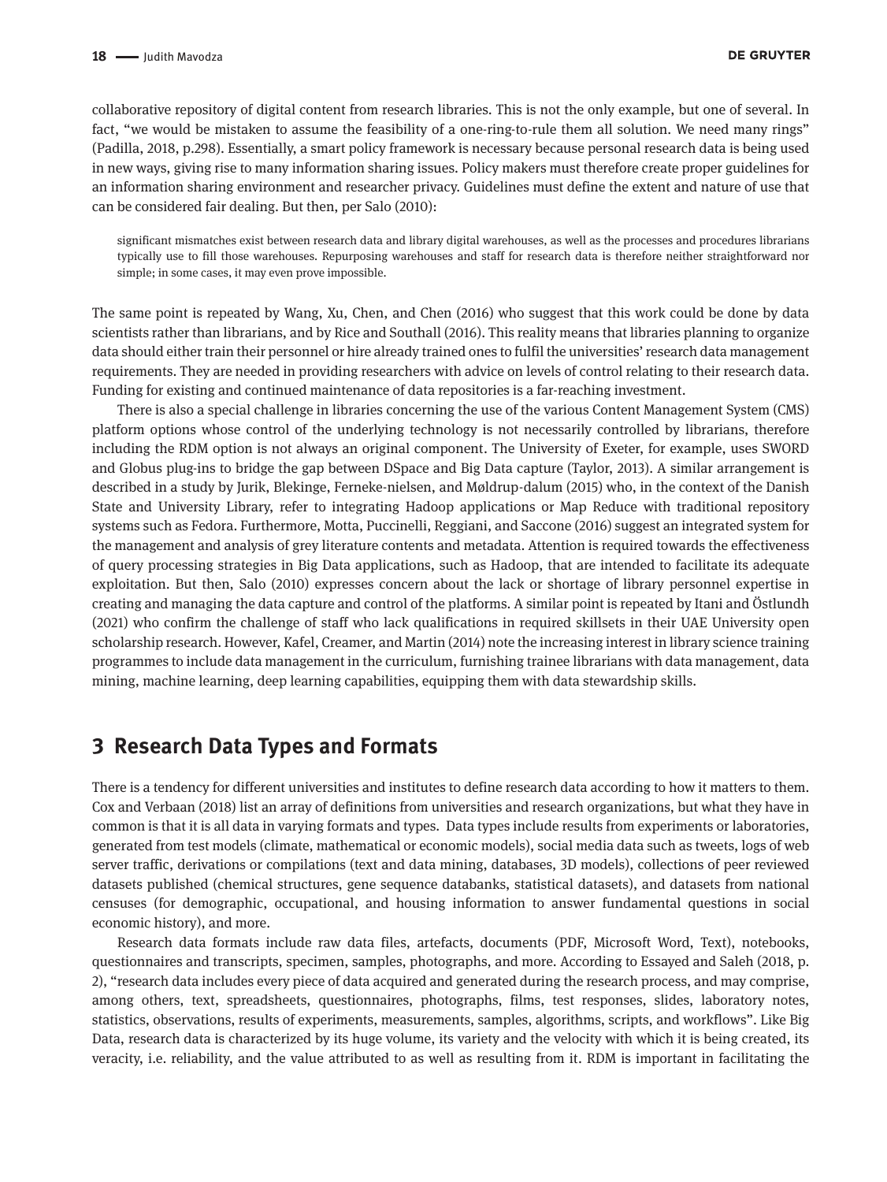collaborative repository of digital content from research libraries. This is not the only example, but one of several. In fact, "we would be mistaken to assume the feasibility of a one-ring-to-rule them all solution. We need many rings" (Padilla, 2018, p.298). Essentially, a smart policy framework is necessary because personal research data is being used in new ways, giving rise to many information sharing issues. Policy makers must therefore create proper guidelines for an information sharing environment and researcher privacy. Guidelines must define the extent and nature of use that can be considered fair dealing. But then, per Salo (2010):

> significant mismatches exist between research data and library digital warehouses, as well as the processes and procedures librarians typically use to fill those warehouses. Repurposing warehouses and staff for research data is therefore neither straightforward nor simple; in some cases, it may even prove impossible.

The same point is repeated by Wang, Xu, Chen, and Chen (2016) who suggest that this work could be done by data scientists rather than librarians, and by Rice and Southall (2016). This reality means that libraries planning to organize data should either train their personnel or hire already trained ones to fulfil the universities' research data management requirements. They are needed in providing researchers with advice on levels of control relating to their research data. Funding for existing and continued maintenance of data repositories is a far-reaching investment.

There is also a special challenge in libraries concerning the use of the various Content Management System (CMS) platform options whose control of the underlying technology is not necessarily controlled by librarians, therefore including the RDM option is not always an original component. The University of Exeter, for example, uses SWORD and Globus plug-ins to bridge the gap between DSpace and Big Data capture (Taylor, 2013). A similar arrangement is described in a study by Jurik, Blekinge, Ferneke-nielsen, and Møldrup-dalum (2015) who, in the context of the Danish State and University Library, refer to integrating Hadoop applications or Map Reduce with traditional repository systems such as Fedora. Furthermore, Motta, Puccinelli, Reggiani, and Saccone (2016) suggest an integrated system for the management and analysis of grey literature contents and metadata. Attention is required towards the effectiveness of query processing strategies in Big Data applications, such as Hadoop, that are intended to facilitate its adequate exploitation. But then, Salo (2010) expresses concern about the lack or shortage of library personnel expertise in creating and managing the data capture and control of the platforms. A similar point is repeated by Itani and Östlundh (2021) who confirm the challenge of staff who lack qualifications in required skillsets in their UAE University open scholarship research. However, Kafel, Creamer, and Martin (2014) note the increasing interest in library science training programmes to include data management in the curriculum, furnishing trainee librarians with data management, data mining, machine learning, deep learning capabilities, equipping them with data stewardship skills.

## 3 Research Data Types and Formats

There is a tendency for different universities and institutes to define research data according to how it matters to them. Cox and Verbaan (2018) list an array of definitions from universities and research organizations, but what they have in common is that it is all data in varying formats and types. Data types include results from experiments or laboratories, generated from test models (climate, mathematical or economic models), social media data such as tweets, logs of web server traffic, derivations or compilations (text and data mining, databases, 3D models), collections of peer reviewed datasets published (chemical structures, gene sequence databanks, statistical datasets), and datasets from national censuses (for demographic, occupational, and housing information to answer fundamental questions in social economic history), and more.

Research data formats include raw data files, artefacts, documents (PDF, Microsoft Word, Text), notebooks, questionnaires and transcripts, specimen, samples, photographs, and more. According to Essayed and Saleh (2018, p. 2), "research data includes every piece of data acquired and generated during the research process, and may comprise, among others, text, spreadsheets, questionnaires, photographs, films, test responses, slides, laboratory notes, statistics, observations, results of experiments, measurements, samples, algorithms, scripts, and workflows". Like Big Data, research data is characterized by its huge volume, its variety and the velocity with which it is being created, its veracity, i.e. reliability, and the value attributed to as well as resulting from it. RDM is important in facilitating the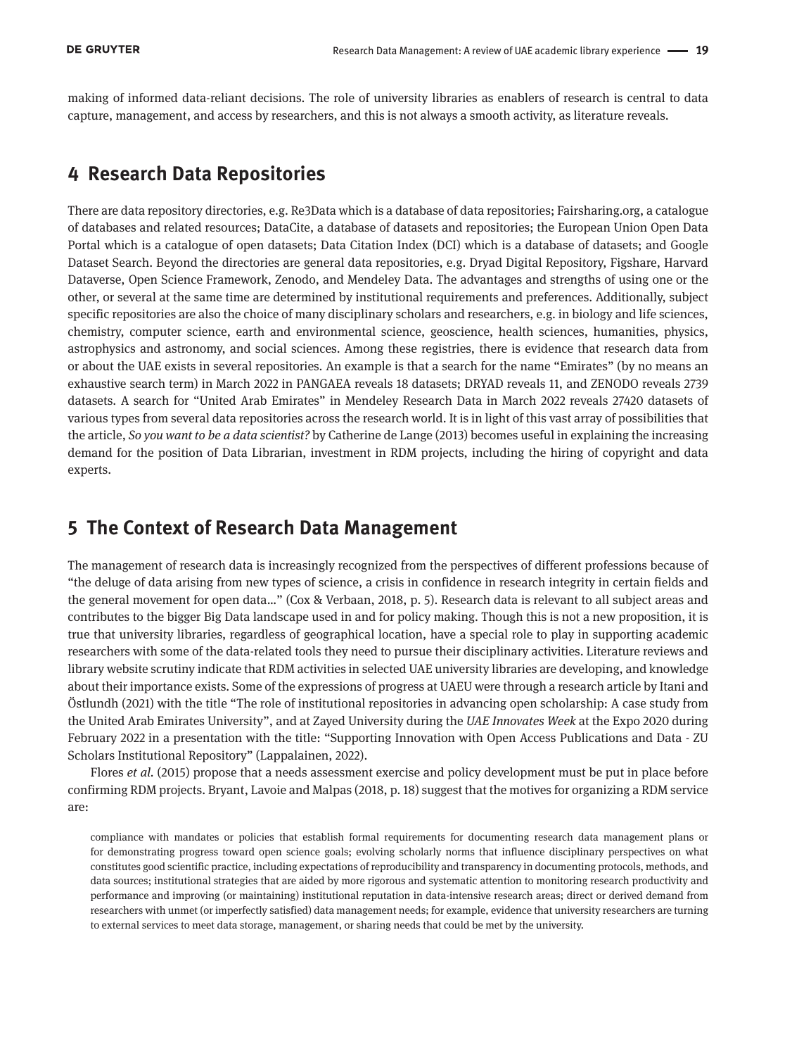making of informed data-reliant decisions. The role of university libraries as enablers of research is central to data capture, management, and access by researchers, and this is not always a smooth activity, as literature reveals.

## 4 Research Data Repositories

There are data repository directories, e.g. Re3Data which is a database of data repositories; Fairsharing.org, a catalogue of databases and related resources; DataCite, a database of datasets and repositories; the European Union Open Data Portal which is a catalogue of open datasets; Data Citation Index (DCI) which is a database of datasets; and Google Dataset Search. Beyond the directories are general data repositories, e.g. Dryad Digital Repository, Figshare, Harvard Dataverse, Open Science Framework, Zenodo, and Mendeley Data. The advantages and strengths of using one or the other, or several at the same time are determined by institutional requirements and preferences. Additionally, subject specific repositories are also the choice of many disciplinary scholars and researchers, e.g. in biology and life sciences, chemistry, computer science, earth and environmental science, geoscience, health sciences, humanities, physics, astrophysics and astronomy, and social sciences. Among these registries, there is evidence that research data from or about the UAE exists in several repositories. An example is that a search for the name "Emirates" (by no means an exhaustive search term) in March 2022 in PANGAEA reveals 18 datasets; DRYAD reveals 11, and ZENODO reveals 2739 datasets. A search for "United Arab Emirates" in Mendeley Research Data in March 2022 reveals 27420 datasets of various types from several data repositories across the research world. It is in light of this vast array of possibilities that the article, *So you want to be a data scientist?* by Catherine de Lange (2013) becomes useful in explaining the increasing demand for the position of Data Librarian, investment in RDM projects, including the hiring of copyright and data experts.

## 5 The Context of Research Data Management

The management of research data is increasingly recognized from the perspectives of different professions because of "the deluge of data arising from new types of science, a crisis in confidence in research integrity in certain fields and the general movement for open data…" (Cox & Verbaan, 2018, p. 5). Research data is relevant to all subject areas and contributes to the bigger Big Data landscape used in and for policy making. Though this is not a new proposition, it is true that university libraries, regardless of geographical location, have a special role to play in supporting academic researchers with some of the data-related tools they need to pursue their disciplinary activities. Literature reviews and library website scrutiny indicate that RDM activities in selected UAE university libraries are developing, and knowledge about their importance exists. Some of the expressions of progress at UAEU were through a research article by Itani and Östlundh (2021) with the title "The role of institutional repositories in advancing open scholarship: A case study from the United Arab Emirates University", and at Zayed University during the *UAE Innovates Week* at the Expo 2020 during February 2022 in a presentation with the title: "Supporting Innovation with Open Access Publications and Data - ZU Scholars Institutional Repository" (Lappalainen, 2022).

Flores *et al.* (2015) propose that a needs assessment exercise and policy development must be put in place before confirming RDM projects. Bryant, Lavoie and Malpas (2018, p. 18) suggest that the motives for organizing a RDM service are:

> compliance with mandates or policies that establish formal requirements for documenting research data management plans or for demonstrating progress toward open science goals; evolving scholarly norms that influence disciplinary perspectives on what constitutes good scientific practice, including expectations of reproducibility and transparency in documenting protocols, methods, and data sources; institutional strategies that are aided by more rigorous and systematic attention to monitoring research productivity and performance and improving (or maintaining) institutional reputation in data-intensive research areas; direct or derived demand from researchers with unmet (or imperfectly satisfied) data management needs; for example, evidence that university researchers are turning to external services to meet data storage, management, or sharing needs that could be met by the university.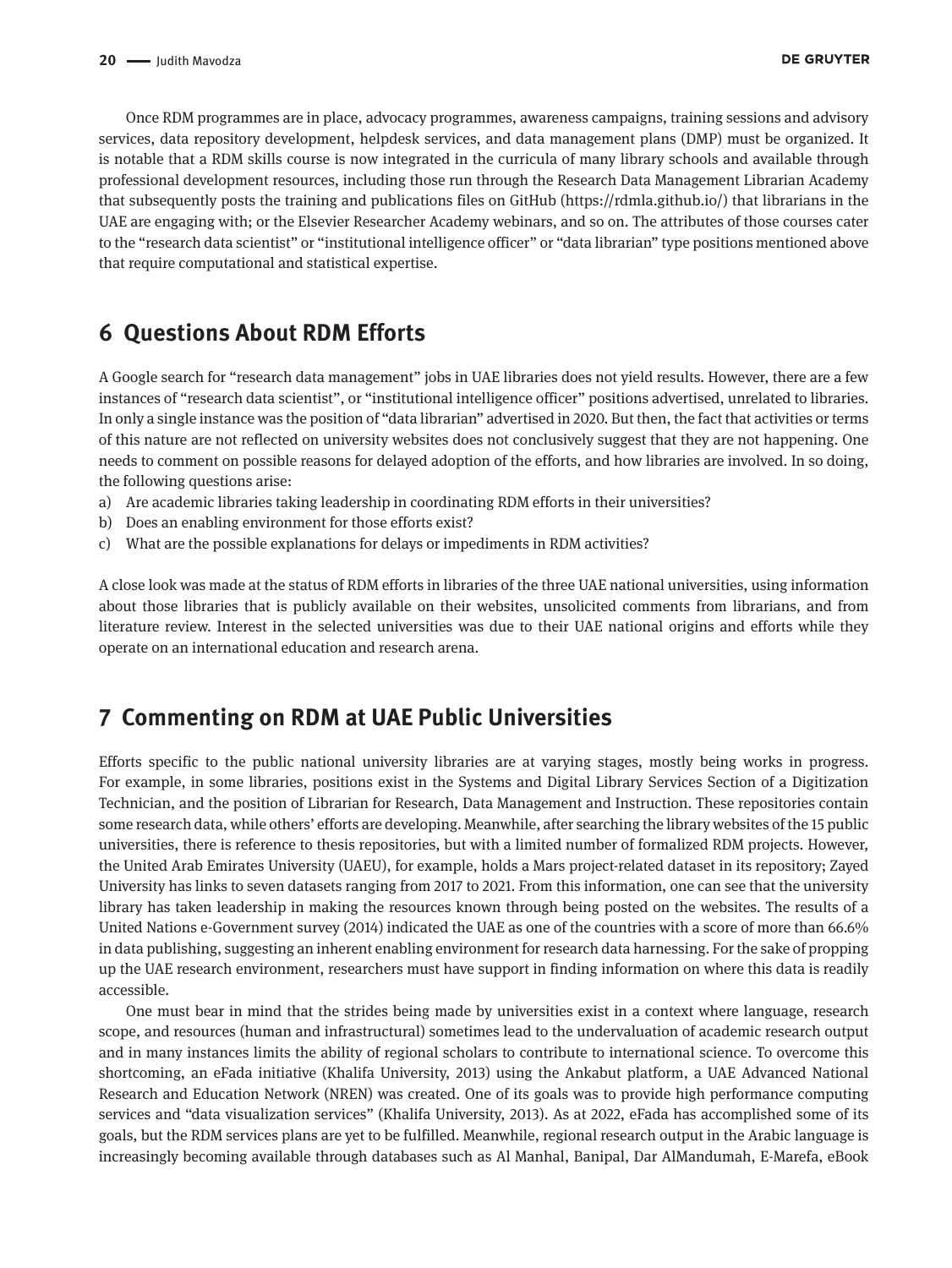Once RDM programmes are in place, advocacy programmes, awareness campaigns, training sessions and advisory services, data repository development, helpdesk services, and data management plans (DMP) must be organized. It is notable that a RDM skills course is now integrated in the curricula of many library schools and available through professional development resources, including those run through the Research Data Management Librarian Academy that subsequently posts the training and publications files on GitHub (https://rdmla.github.io/) that librarians in the UAE are engaging with; or the Elsevier Researcher Academy webinars, and so on. The attributes of those courses cater to the "research data scientist" or "institutional intelligence officer" or "data librarian" type positions mentioned above that require computational and statistical expertise.

## 6 Questions About RDM Efforts

A Google search for "research data management" jobs in UAE libraries does not yield results. However, there are a few instances of "research data scientist", or "institutional intelligence officer" positions advertised, unrelated to libraries. In only a single instance was the position of "data librarian" advertised in 2020. But then, the fact that activities or terms of this nature are not reflected on university websites does not conclusively suggest that they are not happening. One needs to comment on possible reasons for delayed adoption of the efforts, and how libraries are involved. In so doing, the following questions arise:

a) Are academic libraries taking leadership in coordinating RDM efforts in their universities?
b) Does an enabling environment for those efforts exist?
c) What are the possible explanations for delays or impediments in RDM activities?

A close look was made at the status of RDM efforts in libraries of the three UAE national universities, using information about those libraries that is publicly available on their websites, unsolicited comments from librarians, and from literature review. Interest in the selected universities was due to their UAE national origins and efforts while they operate on an international education and research arena.

## 7 Commenting on RDM at UAE Public Universities

Efforts specific to the public national university libraries are at varying stages, mostly being works in progress. For example, in some libraries, positions exist in the Systems and Digital Library Services Section of a Digitization Technician, and the position of Librarian for Research, Data Management and Instruction. These repositories contain some research data, while others' efforts are developing. Meanwhile, after searching the library websites of the 15 public universities, there is reference to thesis repositories, but with a limited number of formalized RDM projects. However, the United Arab Emirates University (UAEU), for example, holds a Mars project-related dataset in its repository; Zayed University has links to seven datasets ranging from 2017 to 2021. From this information, one can see that the university library has taken leadership in making the resources known through being posted on the websites. The results of a United Nations e-Government survey (2014) indicated the UAE as one of the countries with a score of more than 66.6% in data publishing, suggesting an inherent enabling environment for research data harnessing. For the sake of propping up the UAE research environment, researchers must have support in finding information on where this data is readily accessible.

One must bear in mind that the strides being made by universities exist in a context where language, research scope, and resources (human and infrastructural) sometimes lead to the undervaluation of academic research output and in many instances limits the ability of regional scholars to contribute to international science. To overcome this shortcoming, an eFada initiative (Khalifa University, 2013) using the Ankabut platform, a UAE Advanced National Research and Education Network (NREN) was created. One of its goals was to provide high performance computing services and "data visualization services" (Khalifa University, 2013). As at 2022, eFada has accomplished some of its goals, but the RDM services plans are yet to be fulfilled. Meanwhile, regional research output in the Arabic language is increasingly becoming available through databases such as Al Manhal, Banipal, Dar AlMandumah, E-Marefa, eBook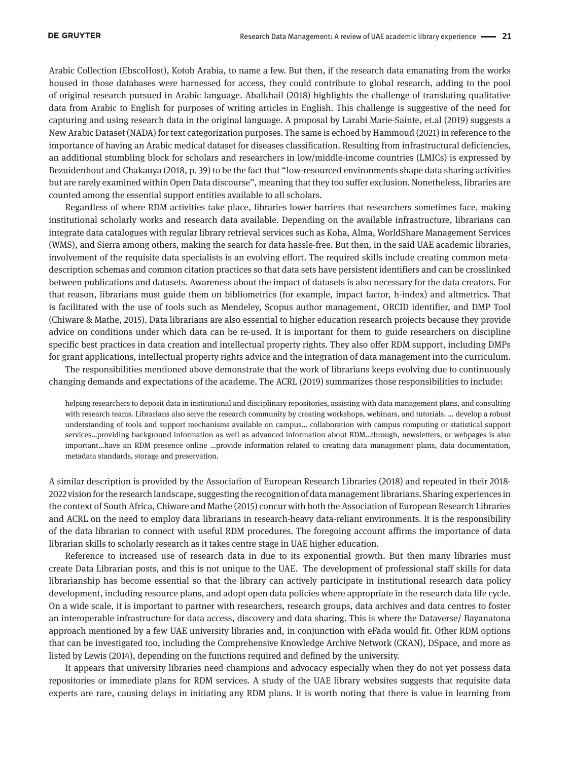Arabic Collection (EbscoHost), Kotob Arabia, to name a few. But then, if the research data emanating from the works housed in those databases were harnessed for access, they could contribute to global research, adding to the pool of original research pursued in Arabic language. Abalkhail (2018) highlights the challenge of translating qualitative data from Arabic to English for purposes of writing articles in English. This challenge is suggestive of the need for capturing and using research data in the original language. A proposal by Larabi Marie-Sainte, et.al (2019) suggests a New Arabic Dataset (NADA) for text categorization purposes. The same is echoed by Hammoud (2021) in reference to the importance of having an Arabic medical dataset for diseases classification. Resulting from infrastructural deficiencies, an additional stumbling block for scholars and researchers in low/middle-income countries (LMICs) is expressed by Bezuidenhout and Chakauya (2018, p. 39) to be the fact that "low-resourced environments shape data sharing activities but are rarely examined within Open Data discourse", meaning that they too suffer exclusion. Nonetheless, libraries are counted among the essential support entities available to all scholars.

Regardless of where RDM activities take place, libraries lower barriers that researchers sometimes face, making institutional scholarly works and research data available. Depending on the available infrastructure, librarians can integrate data catalogues with regular library retrieval services such as Koha, Alma, WorldShare Management Services (WMS), and Sierra among others, making the search for data hassle-free. But then, in the said UAE academic libraries, involvement of the requisite data specialists is an evolving effort. The required skills include creating common meta-description schemas and common citation practices so that data sets have persistent identifiers and can be crosslinked between publications and datasets. Awareness about the impact of datasets is also necessary for the data creators. For that reason, librarians must guide them on bibliometrics (for example, impact factor, h-index) and altmetrics. That is facilitated with the use of tools such as Mendeley, Scopus author management, ORCID identifier, and DMP Tool (Chiware & Mathe, 2015). Data librarians are also essential to higher education research projects because they provide advice on conditions under which data can be re-used. It is important for them to guide researchers on discipline specific best practices in data creation and intellectual property rights. They also offer RDM support, including DMPs for grant applications, intellectual property rights advice and the integration of data management into the curriculum.

The responsibilities mentioned above demonstrate that the work of librarians keeps evolving due to continuously changing demands and expectations of the academe. The ACRL (2019) summarizes those responsibilities to include:

> helping researchers to deposit data in institutional and disciplinary repositories, assisting with data management plans, and consulting with research teams. Librarians also serve the research community by creating workshops, webinars, and tutorials. … develop a robust understanding of tools and support mechanisms available on campus… collaboration with campus computing or statistical support services…providing background information as well as advanced information about RDM…through, newsletters, or webpages is also important…have an RDM presence online …provide information related to creating data management plans, data documentation, metadata standards, storage and preservation.

A similar description is provided by the Association of European Research Libraries (2018) and repeated in their 2018-2022 vision for the research landscape, suggesting the recognition of data management librarians. Sharing experiences in the context of South Africa, Chiware and Mathe (2015) concur with both the Association of European Research Libraries and ACRL on the need to employ data librarians in research-heavy data-reliant environments. It is the responsibility of the data librarian to connect with useful RDM procedures. The foregoing account affirms the importance of data librarian skills to scholarly research as it takes centre stage in UAE higher education.

Reference to increased use of research data in due to its exponential growth. But then many libraries must create Data Librarian posts, and this is not unique to the UAE. The development of professional staff skills for data librarianship has become essential so that the library can actively participate in institutional research data policy development, including resource plans, and adopt open data policies where appropriate in the research data life cycle. On a wide scale, it is important to partner with researchers, research groups, data archives and data centres to foster an interoperable infrastructure for data access, discovery and data sharing. This is where the Dataverse/ Bayanatona approach mentioned by a few UAE university libraries and, in conjunction with eFada would fit. Other RDM options that can be investigated too, including the Comprehensive Knowledge Archive Network (CKAN), DSpace, and more as listed by Lewis (2014), depending on the functions required and defined by the university.

It appears that university libraries need champions and advocacy especially when they do not yet possess data repositories or immediate plans for RDM services. A study of the UAE library websites suggests that requisite data experts are rare, causing delays in initiating any RDM plans. It is worth noting that there is value in learning from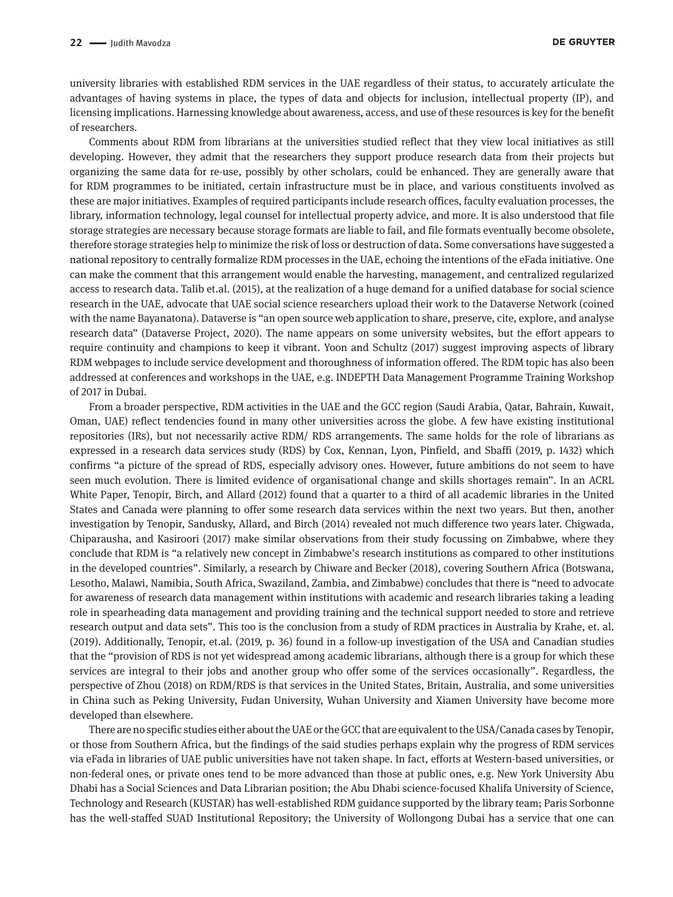university libraries with established RDM services in the UAE regardless of their status, to accurately articulate the advantages of having systems in place, the types of data and objects for inclusion, intellectual property (IP), and licensing implications. Harnessing knowledge about awareness, access, and use of these resources is key for the benefit of researchers.

Comments about RDM from librarians at the universities studied reflect that they view local initiatives as still developing. However, they admit that the researchers they support produce research data from their projects but organizing the same data for re-use, possibly by other scholars, could be enhanced. They are generally aware that for RDM programmes to be initiated, certain infrastructure must be in place, and various constituents involved as these are major initiatives. Examples of required participants include research offices, faculty evaluation processes, the library, information technology, legal counsel for intellectual property advice, and more. It is also understood that file storage strategies are necessary because storage formats are liable to fail, and file formats eventually become obsolete, therefore storage strategies help to minimize the risk of loss or destruction of data. Some conversations have suggested a national repository to centrally formalize RDM processes in the UAE, echoing the intentions of the eFada initiative. One can make the comment that this arrangement would enable the harvesting, management, and centralized regularized access to research data. Talib et.al. (2015), at the realization of a huge demand for a unified database for social science research in the UAE, advocate that UAE social science researchers upload their work to the Dataverse Network (coined with the name Bayanatona). Dataverse is "an open source web application to share, preserve, cite, explore, and analyse research data" (Dataverse Project, 2020). The name appears on some university websites, but the effort appears to require continuity and champions to keep it vibrant. Yoon and Schultz (2017) suggest improving aspects of library RDM webpages to include service development and thoroughness of information offered. The RDM topic has also been addressed at conferences and workshops in the UAE, e.g. INDEPTH Data Management Programme Training Workshop of 2017 in Dubai.

From a broader perspective, RDM activities in the UAE and the GCC region (Saudi Arabia, Qatar, Bahrain, Kuwait, Oman, UAE) reflect tendencies found in many other universities across the globe. A few have existing institutional repositories (IRs), but not necessarily active RDM/ RDS arrangements. The same holds for the role of librarians as expressed in a research data services study (RDS) by Cox, Kennan, Lyon, Pinfield, and Sbaffi (2019, p. 1432) which confirms "a picture of the spread of RDS, especially advisory ones. However, future ambitions do not seem to have seen much evolution. There is limited evidence of organisational change and skills shortages remain". In an ACRL White Paper, Tenopir, Birch, and Allard (2012) found that a quarter to a third of all academic libraries in the United States and Canada were planning to offer some research data services within the next two years. But then, another investigation by Tenopir, Sandusky, Allard, and Birch (2014) revealed not much difference two years later. Chigwada, Chiparausha, and Kasiroori (2017) make similar observations from their study focussing on Zimbabwe, where they conclude that RDM is "a relatively new concept in Zimbabwe's research institutions as compared to other institutions in the developed countries". Similarly, a research by Chiware and Becker (2018), covering Southern Africa (Botswana, Lesotho, Malawi, Namibia, South Africa, Swaziland, Zambia, and Zimbabwe) concludes that there is "need to advocate for awareness of research data management within institutions with academic and research libraries taking a leading role in spearheading data management and providing training and the technical support needed to store and retrieve research output and data sets". This too is the conclusion from a study of RDM practices in Australia by Krahe, et. al. (2019). Additionally, Tenopir, et.al. (2019, p. 36) found in a follow-up investigation of the USA and Canadian studies that the "provision of RDS is not yet widespread among academic librarians, although there is a group for which these services are integral to their jobs and another group who offer some of the services occasionally". Regardless, the perspective of Zhou (2018) on RDM/RDS is that services in the United States, Britain, Australia, and some universities in China such as Peking University, Fudan University, Wuhan University and Xiamen University have become more developed than elsewhere.

There are no specific studies either about the UAE or the GCC that are equivalent to the USA/Canada cases by Tenopir, or those from Southern Africa, but the findings of the said studies perhaps explain why the progress of RDM services via eFada in libraries of UAE public universities have not taken shape. In fact, efforts at Western-based universities, or non-federal ones, or private ones tend to be more advanced than those at public ones, e.g. New York University Abu Dhabi has a Social Sciences and Data Librarian position; the Abu Dhabi science-focused Khalifa University of Science, Technology and Research (KUSTAR) has well-established RDM guidance supported by the library team; Paris Sorbonne has the well-staffed SUAD Institutional Repository; the University of Wollongong Dubai has a service that one can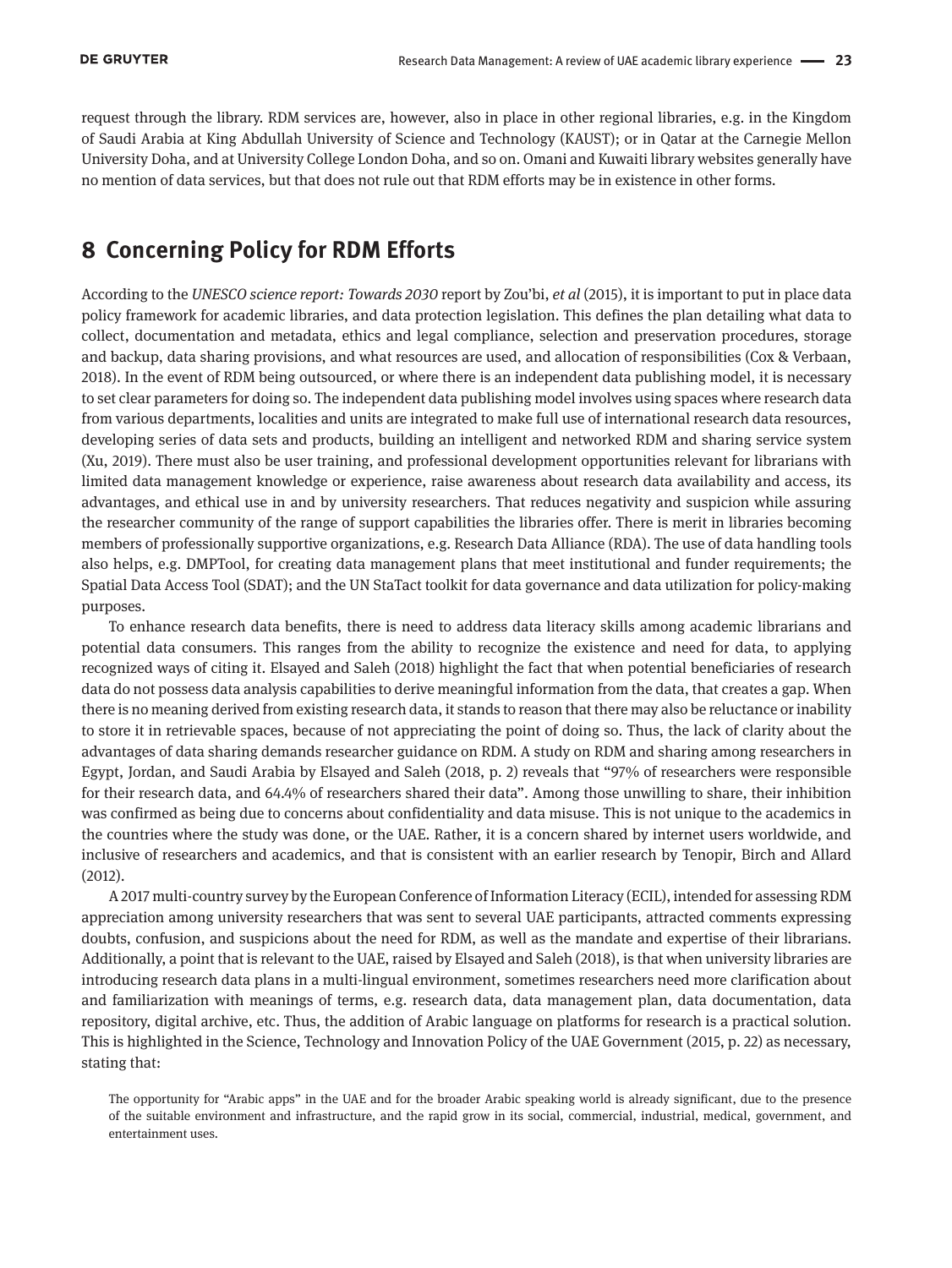request through the library. RDM services are, however, also in place in other regional libraries, e.g. in the Kingdom of Saudi Arabia at King Abdullah University of Science and Technology (KAUST); or in Qatar at the Carnegie Mellon University Doha, and at University College London Doha, and so on. Omani and Kuwaiti library websites generally have no mention of data services, but that does not rule out that RDM efforts may be in existence in other forms.

## 8 Concerning Policy for RDM Efforts

According to the *UNESCO science report: Towards 2030* report by Zou'bi, *et al* (2015), it is important to put in place data policy framework for academic libraries, and data protection legislation. This defines the plan detailing what data to collect, documentation and metadata, ethics and legal compliance, selection and preservation procedures, storage and backup, data sharing provisions, and what resources are used, and allocation of responsibilities (Cox & Verbaan, 2018). In the event of RDM being outsourced, or where there is an independent data publishing model, it is necessary to set clear parameters for doing so. The independent data publishing model involves using spaces where research data from various departments, localities and units are integrated to make full use of international research data resources, developing series of data sets and products, building an intelligent and networked RDM and sharing service system (Xu, 2019). There must also be user training, and professional development opportunities relevant for librarians with limited data management knowledge or experience, raise awareness about research data availability and access, its advantages, and ethical use in and by university researchers. That reduces negativity and suspicion while assuring the researcher community of the range of support capabilities the libraries offer. There is merit in libraries becoming members of professionally supportive organizations, e.g. Research Data Alliance (RDA). The use of data handling tools also helps, e.g. DMPTool, for creating data management plans that meet institutional and funder requirements; the Spatial Data Access Tool (SDAT); and the UN StaTact toolkit for data governance and data utilization for policy-making purposes.

To enhance research data benefits, there is need to address data literacy skills among academic librarians and potential data consumers. This ranges from the ability to recognize the existence and need for data, to applying recognized ways of citing it. Elsayed and Saleh (2018) highlight the fact that when potential beneficiaries of research data do not possess data analysis capabilities to derive meaningful information from the data, that creates a gap. When there is no meaning derived from existing research data, it stands to reason that there may also be reluctance or inability to store it in retrievable spaces, because of not appreciating the point of doing so. Thus, the lack of clarity about the advantages of data sharing demands researcher guidance on RDM. A study on RDM and sharing among researchers in Egypt, Jordan, and Saudi Arabia by Elsayed and Saleh (2018, p. 2) reveals that "97% of researchers were responsible for their research data, and 64.4% of researchers shared their data". Among those unwilling to share, their inhibition was confirmed as being due to concerns about confidentiality and data misuse. This is not unique to the academics in the countries where the study was done, or the UAE. Rather, it is a concern shared by internet users worldwide, and inclusive of researchers and academics, and that is consistent with an earlier research by Tenopir, Birch and Allard (2012).

A 2017 multi-country survey by the European Conference of Information Literacy (ECIL), intended for assessing RDM appreciation among university researchers that was sent to several UAE participants, attracted comments expressing doubts, confusion, and suspicions about the need for RDM, as well as the mandate and expertise of their librarians. Additionally, a point that is relevant to the UAE, raised by Elsayed and Saleh (2018), is that when university libraries are introducing research data plans in a multi-lingual environment, sometimes researchers need more clarification about and familiarization with meanings of terms, e.g. research data, data management plan, data documentation, data repository, digital archive, etc. Thus, the addition of Arabic language on platforms for research is a practical solution. This is highlighted in the Science, Technology and Innovation Policy of the UAE Government (2015, p. 22) as necessary, stating that:

> The opportunity for "Arabic apps" in the UAE and for the broader Arabic speaking world is already significant, due to the presence of the suitable environment and infrastructure, and the rapid grow in its social, commercial, industrial, medical, government, and entertainment uses.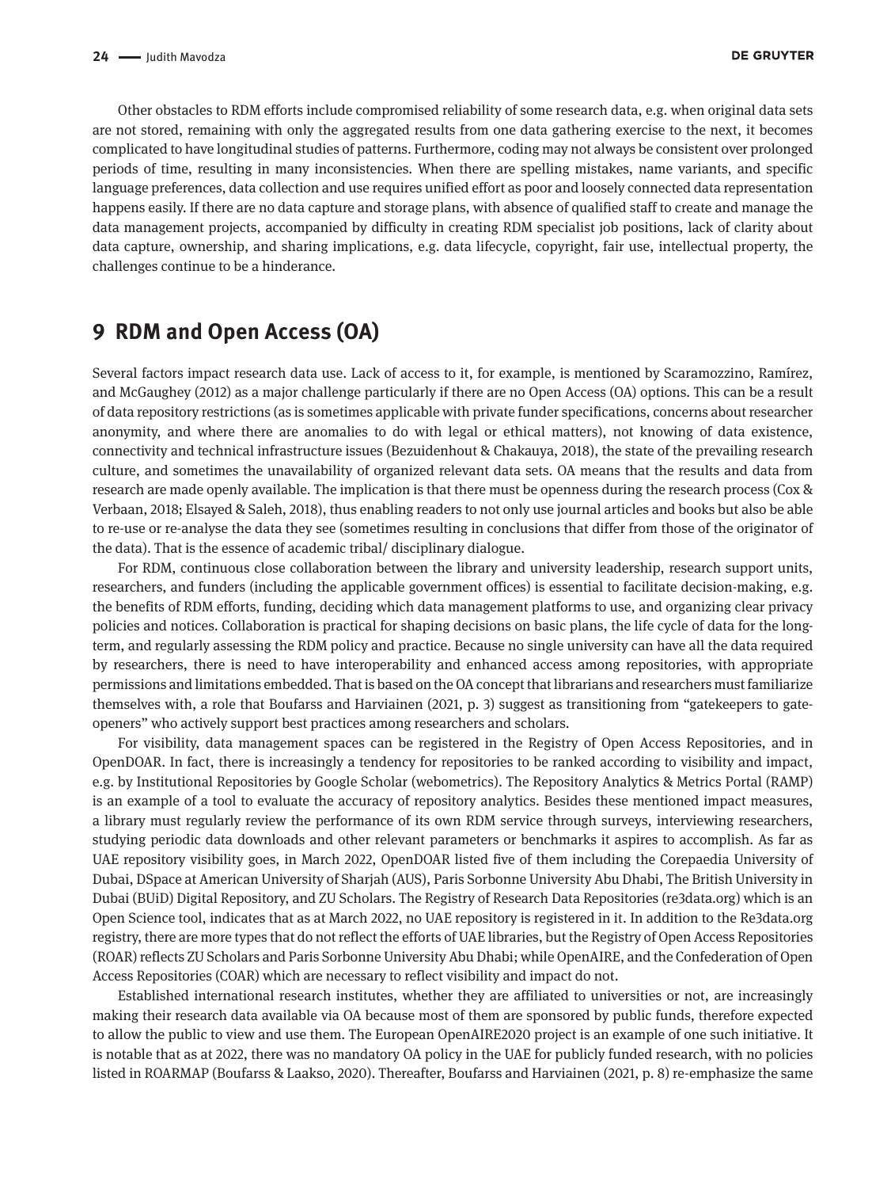Other obstacles to RDM efforts include compromised reliability of some research data, e.g. when original data sets are not stored, remaining with only the aggregated results from one data gathering exercise to the next, it becomes complicated to have longitudinal studies of patterns. Furthermore, coding may not always be consistent over prolonged periods of time, resulting in many inconsistencies. When there are spelling mistakes, name variants, and specific language preferences, data collection and use requires unified effort as poor and loosely connected data representation happens easily. If there are no data capture and storage plans, with absence of qualified staff to create and manage the data management projects, accompanied by difficulty in creating RDM specialist job positions, lack of clarity about data capture, ownership, and sharing implications, e.g. data lifecycle, copyright, fair use, intellectual property, the challenges continue to be a hinderance.

## 9 RDM and Open Access (OA)

Several factors impact research data use. Lack of access to it, for example, is mentioned by Scaramozzino, Ramírez, and McGaughey (2012) as a major challenge particularly if there are no Open Access (OA) options. This can be a result of data repository restrictions (as is sometimes applicable with private funder specifications, concerns about researcher anonymity, and where there are anomalies to do with legal or ethical matters), not knowing of data existence, connectivity and technical infrastructure issues (Bezuidenhout & Chakauya, 2018), the state of the prevailing research culture, and sometimes the unavailability of organized relevant data sets. OA means that the results and data from research are made openly available. The implication is that there must be openness during the research process (Cox & Verbaan, 2018; Elsayed & Saleh, 2018), thus enabling readers to not only use journal articles and books but also be able to re-use or re-analyse the data they see (sometimes resulting in conclusions that differ from those of the originator of the data). That is the essence of academic tribal/ disciplinary dialogue.

For RDM, continuous close collaboration between the library and university leadership, research support units, researchers, and funders (including the applicable government offices) is essential to facilitate decision-making, e.g. the benefits of RDM efforts, funding, deciding which data management platforms to use, and organizing clear privacy policies and notices. Collaboration is practical for shaping decisions on basic plans, the life cycle of data for the long-term, and regularly assessing the RDM policy and practice. Because no single university can have all the data required by researchers, there is need to have interoperability and enhanced access among repositories, with appropriate permissions and limitations embedded. That is based on the OA concept that librarians and researchers must familiarize themselves with, a role that Boufarss and Harviainen (2021, p. 3) suggest as transitioning from "gatekeepers to gate-openers" who actively support best practices among researchers and scholars.

For visibility, data management spaces can be registered in the Registry of Open Access Repositories, and in OpenDOAR. In fact, there is increasingly a tendency for repositories to be ranked according to visibility and impact, e.g. by Institutional Repositories by Google Scholar (webometrics). The Repository Analytics & Metrics Portal (RAMP) is an example of a tool to evaluate the accuracy of repository analytics. Besides these mentioned impact measures, a library must regularly review the performance of its own RDM service through surveys, interviewing researchers, studying periodic data downloads and other relevant parameters or benchmarks it aspires to accomplish. As far as UAE repository visibility goes, in March 2022, OpenDOAR listed five of them including the Corepaedia University of Dubai, DSpace at American University of Sharjah (AUS), Paris Sorbonne University Abu Dhabi, The British University in Dubai (BUiD) Digital Repository, and ZU Scholars. The Registry of Research Data Repositories (re3data.org) which is an Open Science tool, indicates that as at March 2022, no UAE repository is registered in it. In addition to the Re3data.org registry, there are more types that do not reflect the efforts of UAE libraries, but the Registry of Open Access Repositories (ROAR) reflects ZU Scholars and Paris Sorbonne University Abu Dhabi; while OpenAIRE, and the Confederation of Open Access Repositories (COAR) which are necessary to reflect visibility and impact do not.

Established international research institutes, whether they are affiliated to universities or not, are increasingly making their research data available via OA because most of them are sponsored by public funds, therefore expected to allow the public to view and use them. The European OpenAIRE2020 project is an example of one such initiative. It is notable that as at 2022, there was no mandatory OA policy in the UAE for publicly funded research, with no policies listed in ROARMAP (Boufarss & Laakso, 2020). Thereafter, Boufarss and Harviainen (2021, p. 8) re-emphasize the same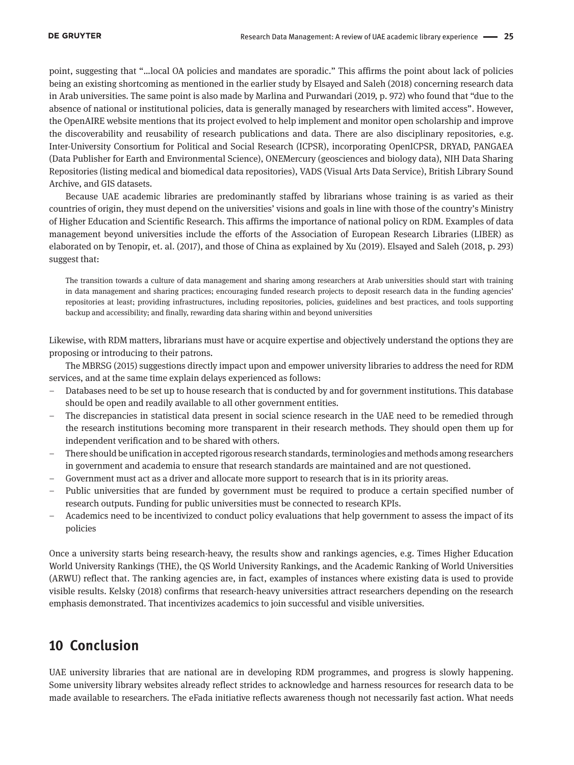point, suggesting that "...local OA policies and mandates are sporadic." This affirms the point about lack of policies being an existing shortcoming as mentioned in the earlier study by Elsayed and Saleh (2018) concerning research data in Arab universities. The same point is also made by Marlina and Purwandari (2019, p. 972) who found that "due to the absence of national or institutional policies, data is generally managed by researchers with limited access". However, the OpenAIRE website mentions that its project evolved to help implement and monitor open scholarship and improve the discoverability and reusability of research publications and data. There are also disciplinary repositories, e.g. Inter-University Consortium for Political and Social Research (ICPSR), incorporating OpenICPSR, DRYAD, PANGAEA (Data Publisher for Earth and Environmental Science), ONEMercury (geosciences and biology data), NIH Data Sharing Repositories (listing medical and biomedical data repositories), VADS (Visual Arts Data Service), British Library Sound Archive, and GIS datasets.

Because UAE academic libraries are predominantly staffed by librarians whose training is as varied as their countries of origin, they must depend on the universities' visions and goals in line with those of the country's Ministry of Higher Education and Scientific Research. This affirms the importance of national policy on RDM. Examples of data management beyond universities include the efforts of the Association of European Research Libraries (LIBER) as elaborated on by Tenopir, et. al. (2017), and those of China as explained by Xu (2019). Elsayed and Saleh (2018, p. 293) suggest that:

> The transition towards a culture of data management and sharing among researchers at Arab universities should start with training in data management and sharing practices; encouraging funded research projects to deposit research data in the funding agencies' repositories at least; providing infrastructures, including repositories, policies, guidelines and best practices, and tools supporting backup and accessibility; and finally, rewarding data sharing within and beyond universities

Likewise, with RDM matters, librarians must have or acquire expertise and objectively understand the options they are proposing or introducing to their patrons.

The MBRSG (2015) suggestions directly impact upon and empower university libraries to address the need for RDM services, and at the same time explain delays experienced as follows:

- Databases need to be set up to house research that is conducted by and for government institutions. This database should be open and readily available to all other government entities.
- The discrepancies in statistical data present in social science research in the UAE need to be remedied through the research institutions becoming more transparent in their research methods. They should open them up for independent verification and to be shared with others.
- There should be unification in accepted rigorous research standards, terminologies and methods among researchers in government and academia to ensure that research standards are maintained and are not questioned.
- Government must act as a driver and allocate more support to research that is in its priority areas.
- Public universities that are funded by government must be required to produce a certain specified number of research outputs. Funding for public universities must be connected to research KPIs.
- Academics need to be incentivized to conduct policy evaluations that help government to assess the impact of its policies

Once a university starts being research-heavy, the results show and rankings agencies, e.g. Times Higher Education World University Rankings (THE), the QS World University Rankings, and the Academic Ranking of World Universities (ARWU) reflect that. The ranking agencies are, in fact, examples of instances where existing data is used to provide visible results. Kelsky (2018) confirms that research-heavy universities attract researchers depending on the research emphasis demonstrated. That incentivizes academics to join successful and visible universities.

## 10 Conclusion

UAE university libraries that are national are in developing RDM programmes, and progress is slowly happening. Some university library websites already reflect strides to acknowledge and harness resources for research data to be made available to researchers. The eFada initiative reflects awareness though not necessarily fast action. What needs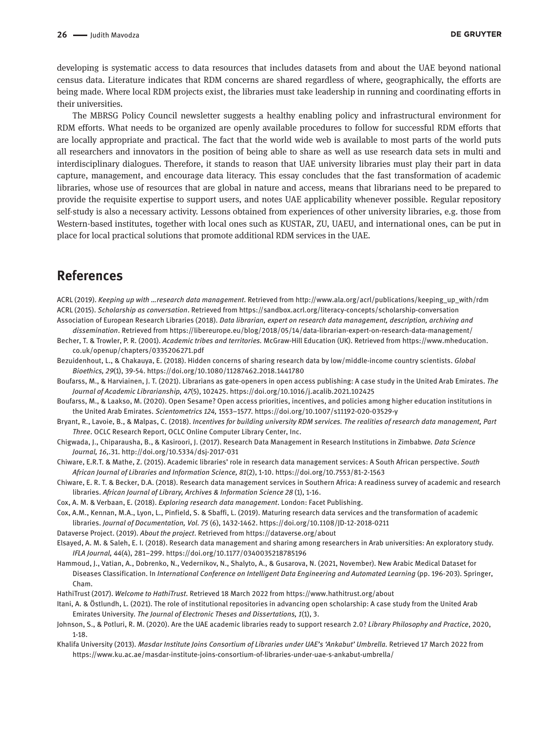developing is systematic access to data resources that includes datasets from and about the UAE beyond national census data. Literature indicates that RDM concerns are shared regardless of where, geographically, the efforts are being made. Where local RDM projects exist, the libraries must take leadership in running and coordinating efforts in their universities.

The MBRSG Policy Council newsletter suggests a healthy enabling policy and infrastructural environment for RDM efforts. What needs to be organized are openly available procedures to follow for successful RDM efforts that are locally appropriate and practical. The fact that the world wide web is available to most parts of the world puts all researchers and innovators in the position of being able to share as well as use research data sets in multi and interdisciplinary dialogues. Therefore, it stands to reason that UAE university libraries must play their part in data capture, management, and encourage data literacy. This essay concludes that the fast transformation of academic libraries, whose use of resources that are global in nature and access, means that librarians need to be prepared to provide the requisite expertise to support users, and notes UAE applicability whenever possible. Regular repository self-study is also a necessary activity. Lessons obtained from experiences of other university libraries, e.g. those from Western-based institutes, together with local ones such as KUSTAR, ZU, UAEU, and international ones, can be put in place for local practical solutions that promote additional RDM services in the UAE.

## References

ACRL (2019). *Keeping up with …research data management*. Retrieved from http://www.ala.org/acrl/publications/keeping_up_with/rdm

ACRL (2015). *Scholarship as conversation*. Retrieved from https://sandbox.acrl.org/literacy-concepts/scholarship-conversation

Association of European Research Libraries (2018). *Data librarian, expert on research data management, description, archiving and dissemination*. Retrieved from https://libereurope.eu/blog/2018/05/14/data-librarian-expert-on-research-data-management/

Becher, T. & Trowler, P. R. (2001). *Academic tribes and territories.* McGraw-Hill Education (UK). Retrieved from https://www.mheducation.co.uk/openup/chapters/0335206271.pdf

Bezuidenhout, L., & Chakauya, E. (2018). Hidden concerns of sharing research data by low/middle-income country scientists. *Global Bioethics, 29*(1), 39-54. https://doi.org/10.1080/11287462.2018.1441780

Boufarss, M., & Harviainen, J. T. (2021). Librarians as gate-openers in open access publishing: A case study in the United Arab Emirates. *The Journal of Academic Librarianship, 47*(5), 102425. https://doi.org/10.1016/j.acalib.2021.102425

Boufarss, M., & Laakso, M. (2020). Open Sesame? Open access priorities, incentives, and policies among higher education institutions in the United Arab Emirates. *Scientometrics 124,* 1553–1577. https://doi.org/10.1007/s11192-020-03529-y

Bryant, R., Lavoie, B., & Malpas, C. (2018). *Incentives for building university RDM services. The realities of research data management, Part Three*. OCLC Research Report, OCLC Online Computer Library Center, Inc.

Chigwada, J., Chiparausha, B., & Kasiroori, J. (2017). Research Data Management in Research Institutions in Zimbabwe. *Data Science Journal, 16*,.31. http://doi.org/10.5334/dsj-2017-031

Chiware, E.R.T. & Mathe, Z. (2015). Academic libraries' role in research data management services: A South African perspective. *South African Journal of Libraries and Information Science, 81*(2), 1-10. https://doi.org/10.7553/81-2-1563

Chiware, E. R. T. & Becker, D.A. (2018). Research data management services in Southern Africa: A readiness survey of academic and research libraries. *African Journal of Library, Archives & Information Science 28* (1), 1-16.

Cox, A. M. & Verbaan, E. (2018). *Exploring research data management*. London: Facet Publishing.

Cox, A.M., Kennan, M.A., Lyon, L., Pinfield, S. & Sbaffi, L. (2019). Maturing research data services and the transformation of academic libraries. *Journal of Documentation, Vol. 75* (6), 1432-1462. https://doi.org/10.1108/JD-12-2018-0211

Dataverse Project. (2019). *About the project*. Retrieved from https://dataverse.org/about

Elsayed, A. M. & Saleh, E. I. (2018). Research data management and sharing among researchers in Arab universities: An exploratory study. *IFLA Journal, 44*(4), 281–299. https://doi.org/10.1177/0340035218785196

Hammoud, J., Vatian, A., Dobrenko, N., Vedernikov, N., Shalyto, A., & Gusarova, N. (2021, November). New Arabic Medical Dataset for Diseases Classification. In *International Conference on Intelligent Data Engineering and Automated Learning* (pp. 196-203). Springer, Cham.

HathiTrust (2017). *Welcome to HathiTrust.* Retrieved 18 March 2022 from https://www.hathitrust.org/about

Itani, A. & Östlundh, L. (2021). The role of institutional repositories in advancing open scholarship: A case study from the United Arab Emirates University. *The Journal of Electronic Theses and Dissertations, 1*(1), 3.

Johnson, S., & Potluri, R. M. (2020). Are the UAE academic libraries ready to support research 2.0? *Library Philosophy and Practice*, 2020, 1-18.

Khalifa University (2013). *Masdar Institute Joins Consortium of Libraries under UAE's 'Ankabut' Umbrella.* Retrieved 17 March 2022 from https://www.ku.ac.ae/masdar-institute-joins-consortium-of-libraries-under-uae-s-ankabut-umbrella/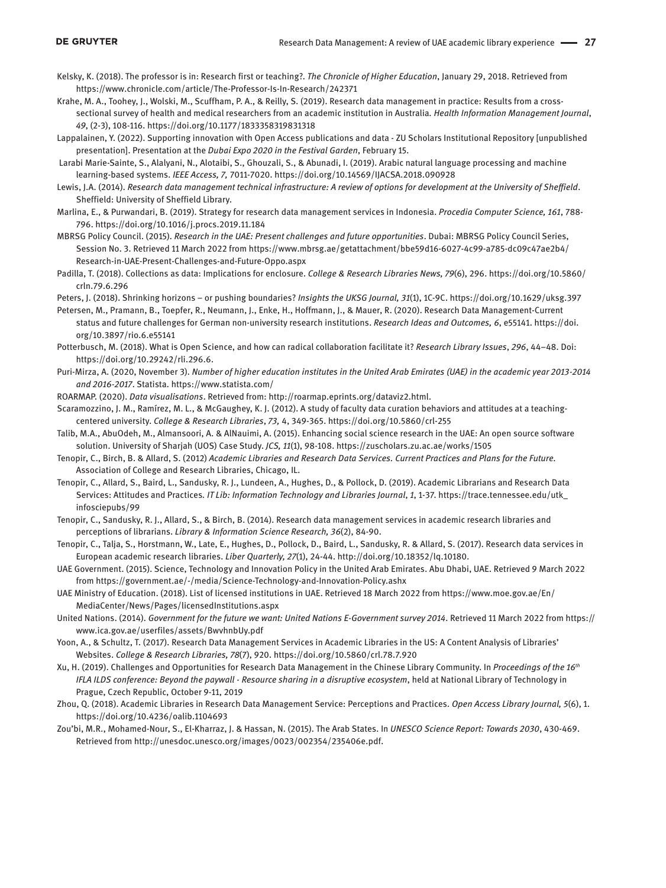Kelsky, K. (2018). The professor is in: Research first or teaching?. *The Chronicle of Higher Education*, January 29, 2018. Retrieved from https://www.chronicle.com/article/The-Professor-Is-In-Research/242371

Krahe, M. A., Toohey, J., Wolski, M., Scuffham, P. A., & Reilly, S. (2019). Research data management in practice: Results from a cross-sectional survey of health and medical researchers from an academic institution in Australia. *Health Information Management Journal*, *49*, (2-3), 108-116. https://doi.org/10.1177/1833358319831318

Lappalainen, Y. (2022). Supporting innovation with Open Access publications and data - ZU Scholars Institutional Repository [unpublished presentation]. Presentation at the *Dubai Expo 2020 in the Festival Garden*, February 15.

Larabi Marie-Sainte, S., Alalyani, N., Alotaibi, S., Ghouzali, S., & Abunadi, I. (2019). Arabic natural language processing and machine learning-based systems. *IEEE Access, 7,* 7011-7020. https://doi.org/10.14569/IJACSA.2018.090928

Lewis, J.A. (2014). *Research data management technical infrastructure: A review of options for development at the University of Sheffield*. Sheffield: University of Sheffield Library.

Marlina, E., & Purwandari, B. (2019). Strategy for research data management services in Indonesia. *Procedia Computer Science, 161*, 788-796. https://doi.org/10.1016/j.procs.2019.11.184

MBRSG Policy Council. (2015). *Research in the UAE: Present challenges and future opportunities*. Dubai: MBRSG Policy Council Series, Session No. 3. Retrieved 11 March 2022 from https://www.mbrsg.ae/getattachment/bbe59d16-6027-4c99-a785-dc09c47ae2b4/Research-in-UAE-Present-Challenges-and-Future-Oppo.aspx

Padilla, T. (2018). Collections as data: Implications for enclosure. *College & Research Libraries News, 79*(6), 296. https://doi.org/10.5860/crln.79.6.296

Peters, J. (2018). Shrinking horizons – or pushing boundaries? *Insights the UKSG Journal, 31*(1), 1C-9C. https://doi.org/10.1629/uksg.397

Petersen, M., Pramann, B., Toepfer, R., Neumann, J., Enke, H., Hoffmann, J., & Mauer, R. (2020). Research Data Management-Current status and future challenges for German non-university research institutions. *Research Ideas and Outcomes, 6*, e55141. https://doi.org/10.3897/rio.6.e55141

Potterbusch, M. (2018). What is Open Science, and how can radical collaboration facilitate it? *Research Library Issues*, *296*, 44–48. Doi: https://doi.org/10.29242/rli.296.6.

Puri-Mirza, A. (2020, November 3). *Number of higher education institutes in the United Arab Emirates (UAE) in the academic year 2013-2014 and 2016-2017*. Statista. https://www.statista.com/

ROARMAP. (2020). *Data visualisations*. Retrieved from: http://roarmap.eprints.org/dataviz2.html.

Scaramozzino, J. M., Ramírez, M. L., & McGaughey, K. J. (2012). A study of faculty data curation behaviors and attitudes at a teaching-centered university. *College & Research Libraries*, *73,* 4, 349-365. https://doi.org/10.5860/crl-255

Talib, M.A., AbuOdeh, M., Almansoori, A. & AlNauimi, A. (2015). Enhancing social science research in the UAE: An open source software solution. University of Sharjah (UOS) Case Study. *JCS, 11*(1), 98-108. https://zuscholars.zu.ac.ae/works/1505

Tenopir, C., Birch, B. & Allard, S. (2012) *Academic Libraries and Research Data Services. Current Practices and Plans for the Future.* Association of College and Research Libraries, Chicago, IL.

Tenopir, C., Allard, S., Baird, L., Sandusky, R. J., Lundeen, A., Hughes, D., & Pollock, D. (2019). Academic Librarians and Research Data Services: Attitudes and Practices*. IT Lib: Information Technology and Libraries Journal*, *1,* 1-37. https://trace.tennessee.edu/utk_infosciepubs/99

Tenopir, C., Sandusky, R. J., Allard, S., & Birch, B. (2014). Research data management services in academic research libraries and perceptions of librarians. *Library & Information Science Research, 36*(2), 84-90.

Tenopir, C., Talja, S., Horstmann, W., Late, E., Hughes, D., Pollock, D., Baird, L., Sandusky, R. & Allard, S. (2017). Research data services in European academic research libraries. *Liber Quarterly, 27*(1), 24-44. http://doi.org/10.18352/lq.10180.

UAE Government. (2015). Science, Technology and Innovation Policy in the United Arab Emirates. Abu Dhabi, UAE. Retrieved 9 March 2022 from https://government.ae/-/media/Science-Technology-and-Innovation-Policy.ashx

UAE Ministry of Education. (2018). List of licensed institutions in UAE. Retrieved 18 March 2022 from https://www.moe.gov.ae/En/MediaCenter/News/Pages/licensedInstitutions.aspx

United Nations. (2014). *Government for the future we want: United Nations E-Government survey 2014*. Retrieved 11 March 2022 from https://www.ica.gov.ae/userfiles/assets/BwvhnbUy.pdf

Yoon, A., & Schultz, T. (2017). Research Data Management Services in Academic Libraries in the US: A Content Analysis of Libraries' Websites. *College & Research Libraries, 78*(7), 920. https://doi.org/10.5860/crl.78.7.920

Xu, H. (2019). Challenges and Opportunities for Research Data Management in the Chinese Library Community. In *Proceedings of the 16th IFLA ILDS conference: Beyond the paywall - Resource sharing in a disruptive ecosystem*, held at National Library of Technology in Prague, Czech Republic, October 9-11, 2019

Zhou, Q. (2018). Academic Libraries in Research Data Management Service: Perceptions and Practices. *Open Access Library Journal, 5*(6), 1. https://doi.org/10.4236/oalib.1104693

Zou'bi, M.R., Mohamed-Nour, S., El-Kharraz, J. & Hassan, N. (2015). The Arab States. In *UNESCO Science Report: Towards 2030*, 430-469. Retrieved from http://unesdoc.unesco.org/images/0023/002354/235406e.pdf.